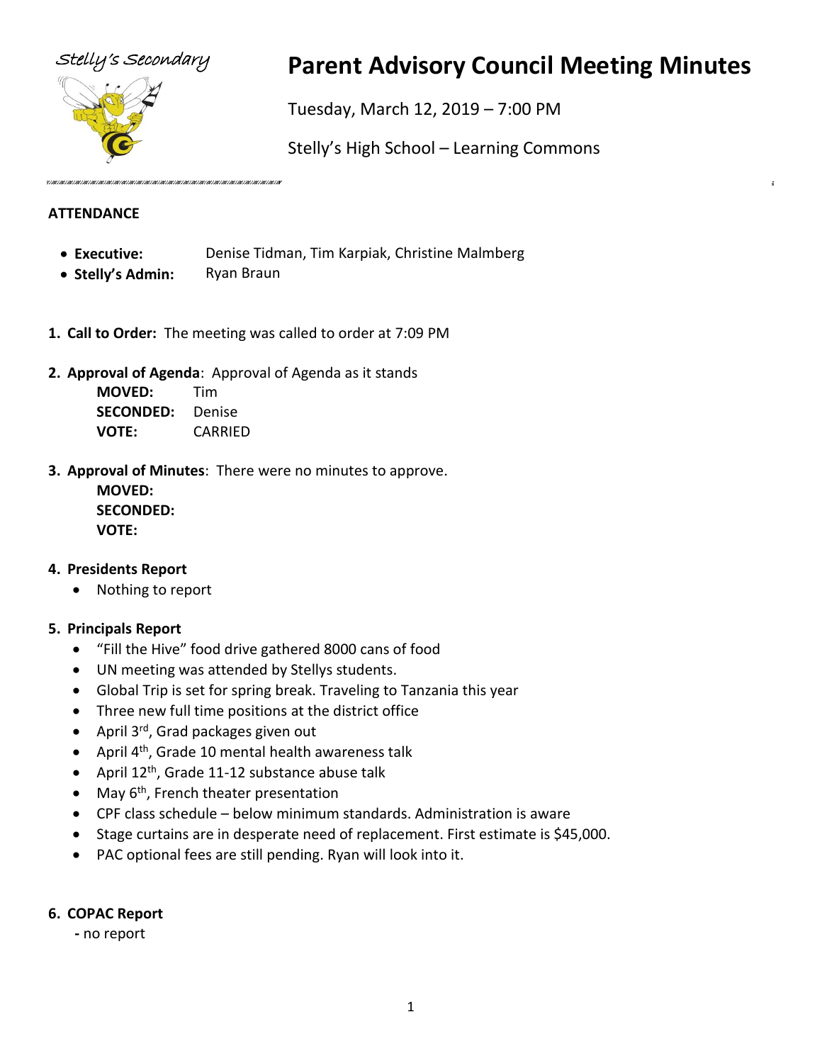Stelly's Secondary

# Parent Advisory Council Meeting Minutes

Tuesday, March 12, 2019 – 7:00 PM

Stelly's High School – Learning Commons

## ATTENDANCE

- **Executive:** Denise Tidman, Tim Karpiak, Christine Malmberg
- **Stelly's Admin:** Ryan Braun

1. **Call to Order:** The meeting was called to order at 7:09 PM

2. **Approval of Agenda**: Approval of Agenda as it stands

   **MOVED:** Tim
   **SECONDED:** Denise
   **VOTE:** CARRIED

3. **Approval of Minutes**: There were no minutes to approve.

   **MOVED:**
   **SECONDED:**
   **VOTE:**

4. **Presidents Report**
   - Nothing to report

5. **Principals Report**
   - "Fill the Hive" food drive gathered 8000 cans of food
   - UN meeting was attended by Stellys students.
   - Global Trip is set for spring break. Traveling to Tanzania this year
   - Three new full time positions at the district office
   - April 3rd, Grad packages given out
   - April 4th, Grade 10 mental health awareness talk
   - April 12th, Grade 11-12 substance abuse talk
   - May 6th, French theater presentation
   - CPF class schedule – below minimum standards. Administration is aware
   - Stage curtains are in desperate need of replacement. First estimate is $45,000.
   - PAC optional fees are still pending. Ryan will look into it.

6. **COPAC Report**

   - no report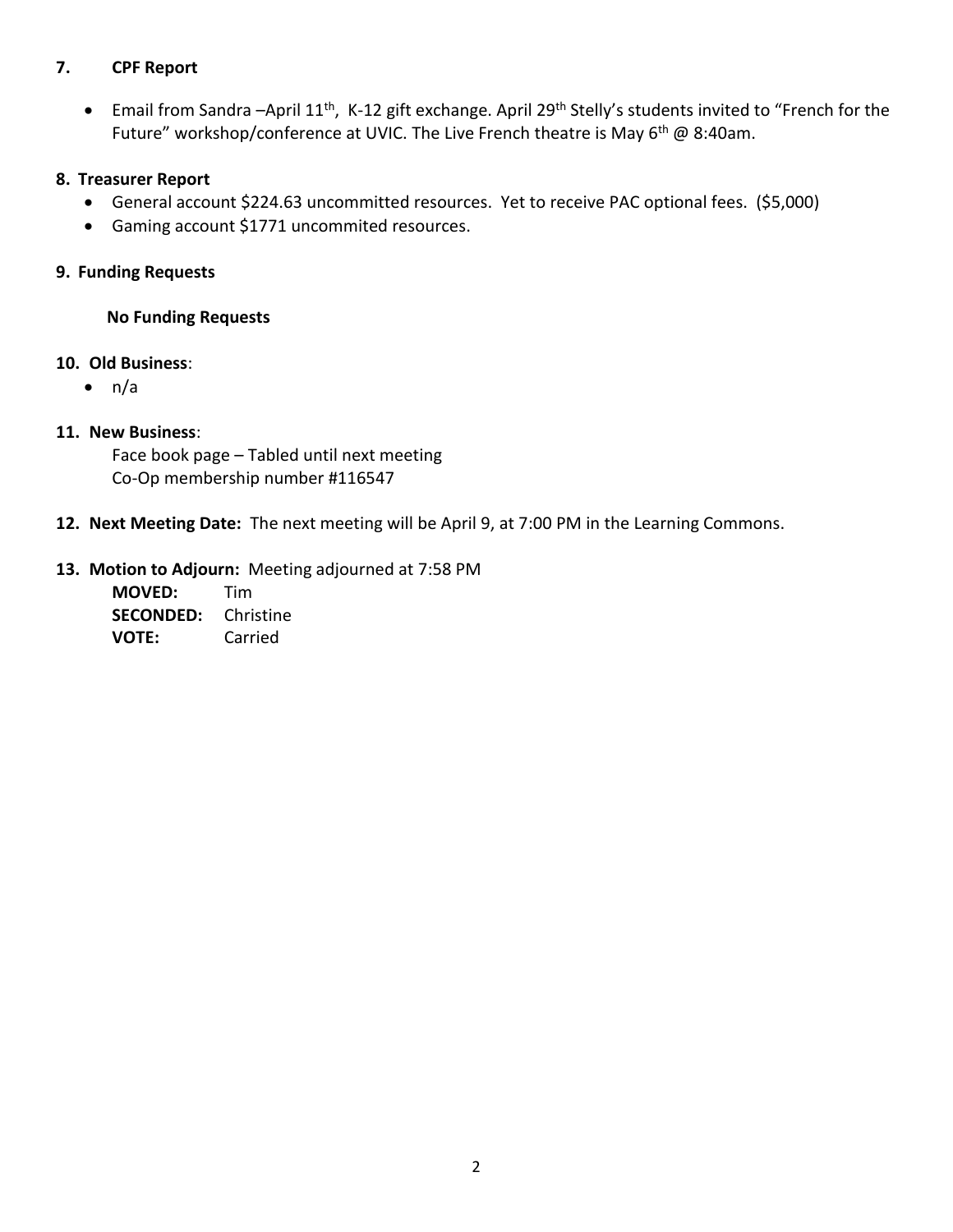## 7. CPF Report

- Email from Sandra –April 11th, K-12 gift exchange. April 29th Stelly's students invited to "French for the Future" workshop/conference at UVIC. The Live French theatre is May 6th @ 8:40am.

## 8. Treasurer Report

- General account $224.63 uncommitted resources. Yet to receive PAC optional fees. ($5,000)
- Gaming account $1771 uncommited resources.

## 9. Funding Requests

**No Funding Requests**

## 10. Old Business:

- n/a

## 11. New Business:

Face book page – Tabled until next meeting
Co-Op membership number #116547

## 12. Next Meeting Date: The next meeting will be April 9, at 7:00 PM in the Learning Commons.

## 13. Motion to Adjourn: Meeting adjourned at 7:58 PM

**MOVED:** Tim
**SECONDED:** Christine
**VOTE:** Carried